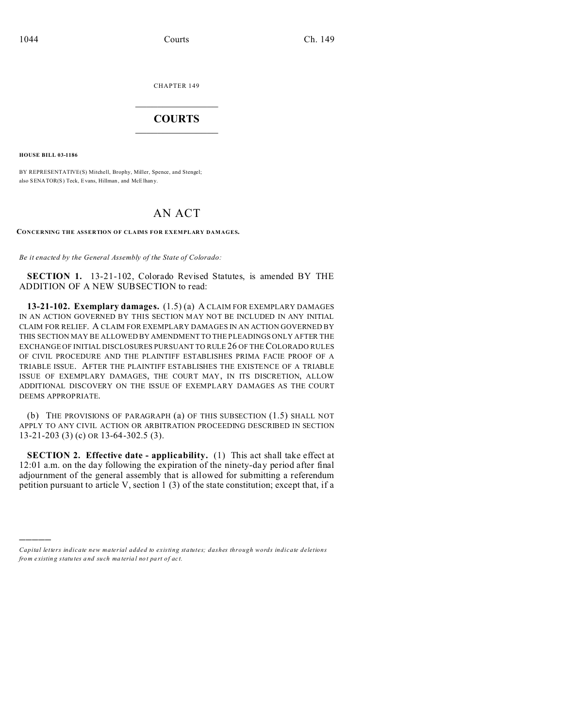CHAPTER 149

# COURTS

**HOUSE BILL 03-1186**

BY REPRESENTATIVE(S) Mitchell, Brophy, Miller, Spence, and Stengel;
also SENATOR(S) Teck, Evans, Hillman, and McElhany.

# AN ACT

**CONCERNING THE ASSERTION OF CLAIMS FOR EXEMPLARY DAMAGES.**

*Be it enacted by the General Assembly of the State of Colorado:*

**SECTION 1.** 13-21-102, Colorado Revised Statutes, is amended BY THE ADDITION OF A NEW SUBSECTION to read:

**13-21-102. Exemplary damages.** (1.5) (a) A CLAIM FOR EXEMPLARY DAMAGES IN AN ACTION GOVERNED BY THIS SECTION MAY NOT BE INCLUDED IN ANY INITIAL CLAIM FOR RELIEF. A CLAIM FOR EXEMPLARY DAMAGES IN AN ACTION GOVERNED BY THIS SECTION MAY BE ALLOWED BY AMENDMENT TO THE PLEADINGS ONLY AFTER THE EXCHANGE OF INITIAL DISCLOSURES PURSUANT TO RULE 26 OF THE COLORADO RULES OF CIVIL PROCEDURE AND THE PLAINTIFF ESTABLISHES PRIMA FACIE PROOF OF A TRIABLE ISSUE. AFTER THE PLAINTIFF ESTABLISHES THE EXISTENCE OF A TRIABLE ISSUE OF EXEMPLARY DAMAGES, THE COURT MAY, IN ITS DISCRETION, ALLOW ADDITIONAL DISCOVERY ON THE ISSUE OF EXEMPLARY DAMAGES AS THE COURT DEEMS APPROPRIATE.

(b) THE PROVISIONS OF PARAGRAPH (a) OF THIS SUBSECTION (1.5) SHALL NOT APPLY TO ANY CIVIL ACTION OR ARBITRATION PROCEEDING DESCRIBED IN SECTION 13-21-203 (3) (c) OR 13-64-302.5 (3).

**SECTION 2. Effective date - applicability.** (1) This act shall take effect at 12:01 a.m. on the day following the expiration of the ninety-day period after final adjournment of the general assembly that is allowed for submitting a referendum petition pursuant to article V, section 1 (3) of the state constitution; except that, if a

---

*Capital letters indicate new material added to existing statutes; dashes through words indicate deletions from existing statutes and such material not part of act.*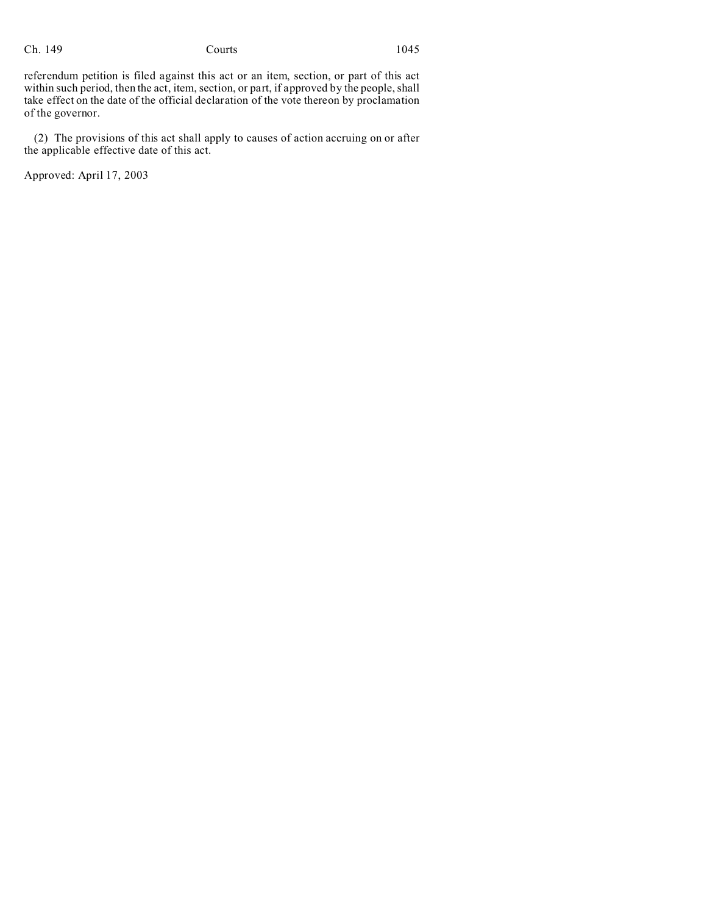referendum petition is filed against this act or an item, section, or part of this act within such period, then the act, item, section, or part, if approved by the people, shall take effect on the date of the official declaration of the vote thereon by proclamation of the governor.

(2) The provisions of this act shall apply to causes of action accruing on or after the applicable effective date of this act.

Approved: April 17, 2003